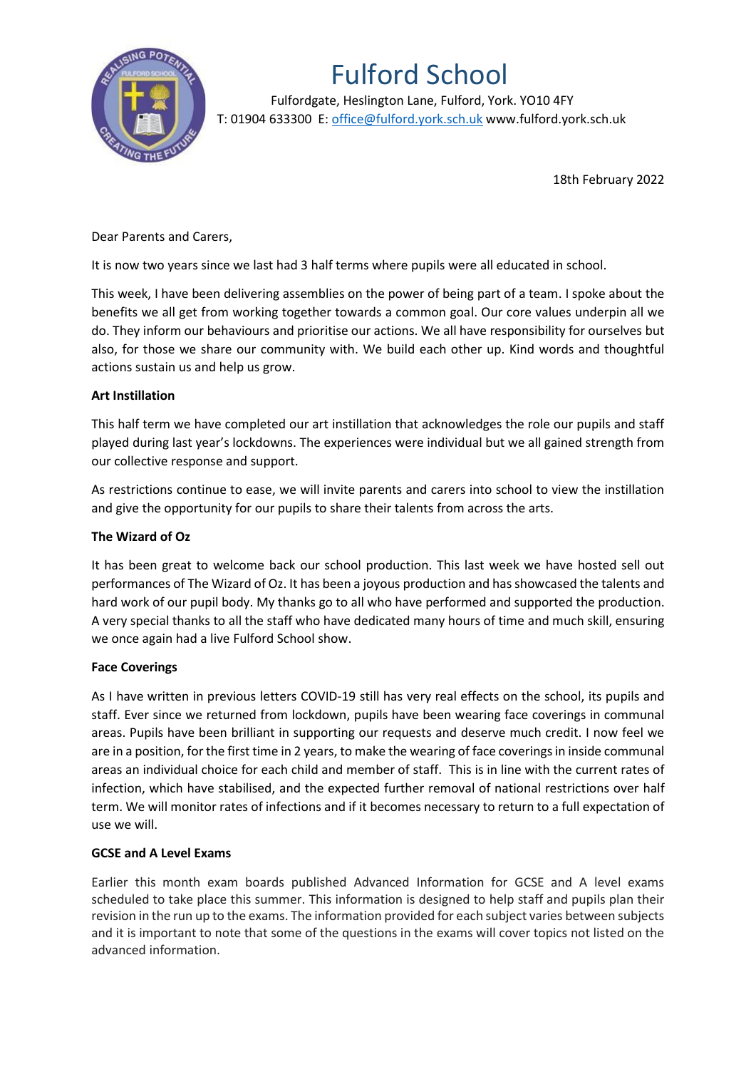# Fulford School

Fulfordgate, Heslington Lane, Fulford, York. YO10 4FY
T: 01904 633300 E: office@fulford.york.sch.uk www.fulford.york.sch.uk

18th February 2022

Dear Parents and Carers,

It is now two years since we last had 3 half terms where pupils were all educated in school.

This week, I have been delivering assemblies on the power of being part of a team. I spoke about the benefits we all get from working together towards a common goal. Our core values underpin all we do. They inform our behaviours and prioritise our actions. We all have responsibility for ourselves but also, for those we share our community with. We build each other up. Kind words and thoughtful actions sustain us and help us grow.

**Art Instillation**

This half term we have completed our art instillation that acknowledges the role our pupils and staff played during last year's lockdowns. The experiences were individual but we all gained strength from our collective response and support.

As restrictions continue to ease, we will invite parents and carers into school to view the instillation and give the opportunity for our pupils to share their talents from across the arts.

**The Wizard of Oz**

It has been great to welcome back our school production. This last week we have hosted sell out performances of The Wizard of Oz. It has been a joyous production and has showcased the talents and hard work of our pupil body. My thanks go to all who have performed and supported the production. A very special thanks to all the staff who have dedicated many hours of time and much skill, ensuring we once again had a live Fulford School show.

**Face Coverings**

As I have written in previous letters COVID-19 still has very real effects on the school, its pupils and staff. Ever since we returned from lockdown, pupils have been wearing face coverings in communal areas. Pupils have been brilliant in supporting our requests and deserve much credit. I now feel we are in a position, for the first time in 2 years, to make the wearing of face coverings in inside communal areas an individual choice for each child and member of staff. This is in line with the current rates of infection, which have stabilised, and the expected further removal of national restrictions over half term. We will monitor rates of infections and if it becomes necessary to return to a full expectation of use we will.

**GCSE and A Level Exams**

Earlier this month exam boards published Advanced Information for GCSE and A level exams scheduled to take place this summer. This information is designed to help staff and pupils plan their revision in the run up to the exams. The information provided for each subject varies between subjects and it is important to note that some of the questions in the exams will cover topics not listed on the advanced information.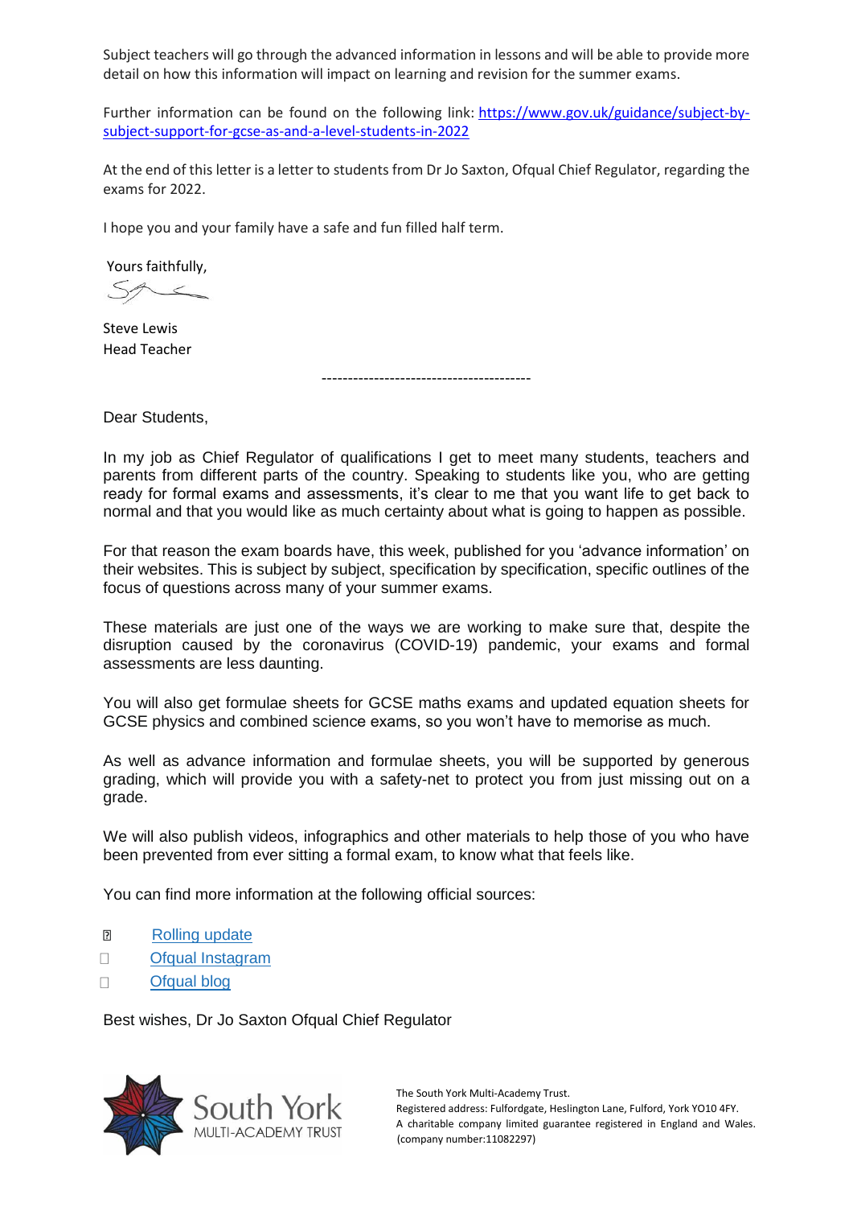Subject teachers will go through the advanced information in lessons and will be able to provide more detail on how this information will impact on learning and revision for the summer exams.

Further information can be found on the following link: [https://www.gov.uk/guidance/subject-by-subject-support-for-gcse-as-and-a-level-students-in-2022](https://www.gov.uk/guidance/subject-by-subject-support-for-gcse-as-and-a-level-students-in-2022)

At the end of this letter is a letter to students from Dr Jo Saxton, Ofqual Chief Regulator, regarding the exams for 2022.

I hope you and your family have a safe and fun filled half term.

Yours faithfully,

Steve Lewis
Head Teacher

---

Dear Students,

In my job as Chief Regulator of qualifications I get to meet many students, teachers and parents from different parts of the country. Speaking to students like you, who are getting ready for formal exams and assessments, it's clear to me that you want life to get back to normal and that you would like as much certainty about what is going to happen as possible.

For that reason the exam boards have, this week, published for you 'advance information' on their websites. This is subject by subject, specification by specification, specific outlines of the focus of questions across many of your summer exams.

These materials are just one of the ways we are working to make sure that, despite the disruption caused by the coronavirus (COVID-19) pandemic, your exams and formal assessments are less daunting.

You will also get formulae sheets for GCSE maths exams and updated equation sheets for GCSE physics and combined science exams, so you won't have to memorise as much.

As well as advance information and formulae sheets, you will be supported by generous grading, which will provide you with a safety-net to protect you from just missing out on a grade.

We will also publish videos, infographics and other materials to help those of you who have been prevented from ever sitting a formal exam, to know what that feels like.

You can find more information at the following official sources:

- Rolling update
- Ofqual Instagram
- Ofqual blog

Best wishes, Dr Jo Saxton Ofqual Chief Regulator

South York MULTI-ACADEMY TRUST

The South York Multi-Academy Trust.
Registered address: Fulfordgate, Heslington Lane, Fulford, York YO10 4FY.
A charitable company limited guarantee registered in England and Wales. (company number:11082297)